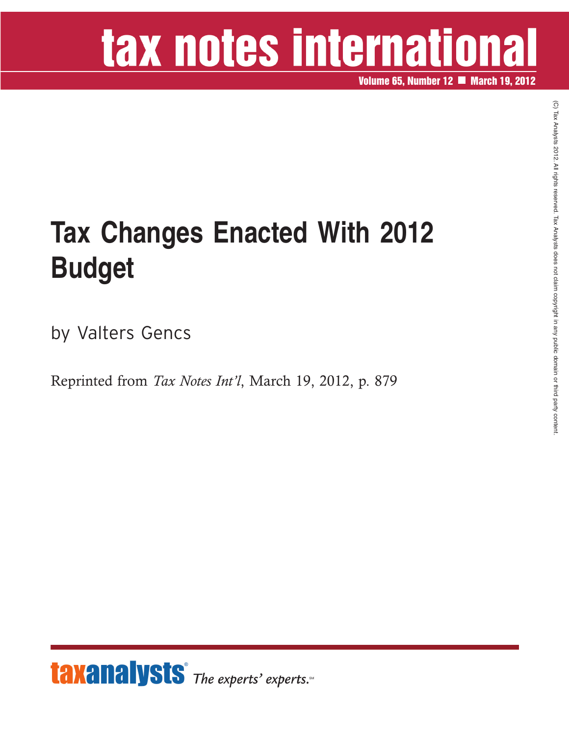# tax notes international

**Volume 65, Number 12 ■ March 19, 2012**

(C) Tax Analysts 2012. All rights reserved. Tax Analysts does not claim copyright in any public domain or third party content.

# Tax Changes Enacted With 2012 Budget

by Valters Gencs

Reprinted from *Tax Notes Int'l*, March 19, 2012, p. 879

**taxanalysts**® *The experts' experts.*℠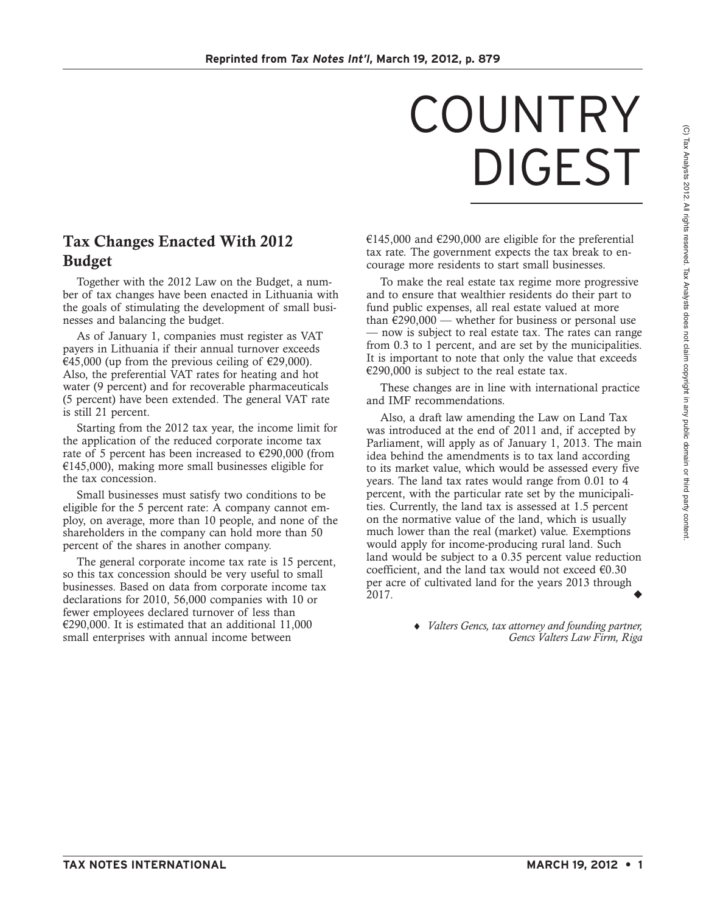# COUNTRY DIGEST

## Tax Changes Enacted With 2012 Budget

Together with the 2012 Law on the Budget, a number of tax changes have been enacted in Lithuania with the goals of stimulating the development of small businesses and balancing the budget.

As of January 1, companies must register as VAT payers in Lithuania if their annual turnover exceeds €45,000 (up from the previous ceiling of €29,000). Also, the preferential VAT rates for heating and hot water (9 percent) and for recoverable pharmaceuticals (5 percent) have been extended. The general VAT rate is still 21 percent.

Starting from the 2012 tax year, the income limit for the application of the reduced corporate income tax rate of 5 percent has been increased to €290,000 (from €145,000), making more small businesses eligible for the tax concession.

Small businesses must satisfy two conditions to be eligible for the 5 percent rate: A company cannot employ, on average, more than 10 people, and none of the shareholders in the company can hold more than 50 percent of the shares in another company.

The general corporate income tax rate is 15 percent, so this tax concession should be very useful to small businesses. Based on data from corporate income tax declarations for 2010, 56,000 companies with 10 or fewer employees declared turnover of less than €290,000. It is estimated that an additional 11,000 small enterprises with annual income between €145,000 and €290,000 are eligible for the preferential tax rate. The government expects the tax break to encourage more residents to start small businesses.

To make the real estate tax regime more progressive and to ensure that wealthier residents do their part to fund public expenses, all real estate valued at more than €290,000 — whether for business or personal use — now is subject to real estate tax. The rates can range from 0.3 to 1 percent, and are set by the municipalities. It is important to note that only the value that exceeds €290,000 is subject to the real estate tax.

These changes are in line with international practice and IMF recommendations.

Also, a draft law amending the Law on Land Tax was introduced at the end of 2011 and, if accepted by Parliament, will apply as of January 1, 2013. The main idea behind the amendments is to tax land according to its market value, which would be assessed every five years. The land tax rates would range from 0.01 to 4 percent, with the particular rate set by the municipalities. Currently, the land tax is assessed at 1.5 percent on the normative value of the land, which is usually much lower than the real (market) value. Exemptions would apply for income-producing rural land. Such land would be subject to a 0.35 percent value reduction coefficient, and the land tax would not exceed €0.30 per acre of cultivated land for the years 2013 through 2017. ◆

♦ *Valters Gencs, tax attorney and founding partner, Gencs Valters Law Firm, Riga*